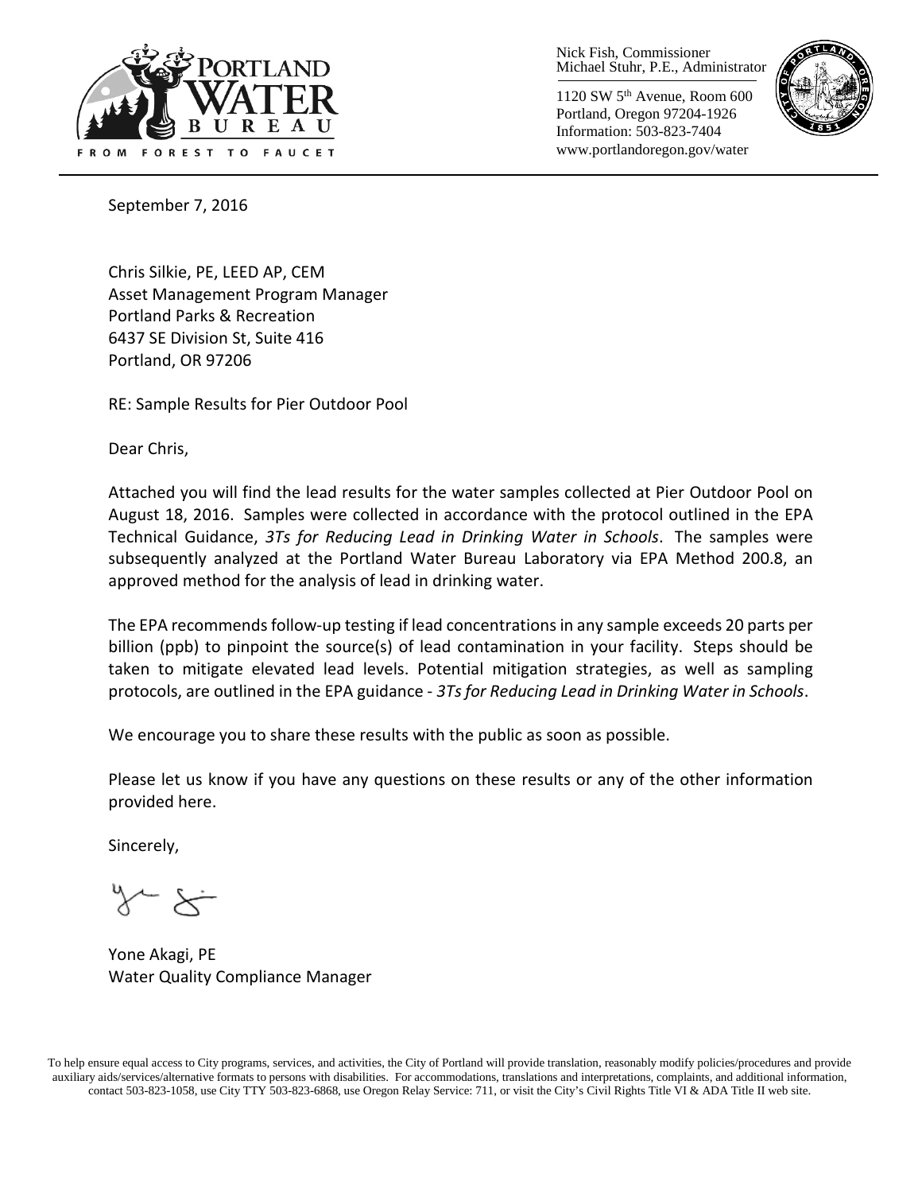Nick Fish, Commissioner
Michael Stuhr, P.E., Administrator

1120 SW 5th Avenue, Room 600
Portland, Oregon 97204-1926
Information: 503-823-7404
www.portlandoregon.gov/water

September 7, 2016

Chris Silkie, PE, LEED AP, CEM
Asset Management Program Manager
Portland Parks & Recreation
6437 SE Division St, Suite 416
Portland, OR 97206

RE: Sample Results for Pier Outdoor Pool

Dear Chris,

Attached you will find the lead results for the water samples collected at Pier Outdoor Pool on August 18, 2016. Samples were collected in accordance with the protocol outlined in the EPA Technical Guidance, *3Ts for Reducing Lead in Drinking Water in Schools*. The samples were subsequently analyzed at the Portland Water Bureau Laboratory via EPA Method 200.8, an approved method for the analysis of lead in drinking water.

The EPA recommends follow-up testing if lead concentrations in any sample exceeds 20 parts per billion (ppb) to pinpoint the source(s) of lead contamination in your facility. Steps should be taken to mitigate elevated lead levels. Potential mitigation strategies, as well as sampling protocols, are outlined in the EPA guidance - *3Ts for Reducing Lead in Drinking Water in Schools*.

We encourage you to share these results with the public as soon as possible.

Please let us know if you have any questions on these results or any of the other information provided here.

Sincerely,

Yone Akagi, PE
Water Quality Compliance Manager

To help ensure equal access to City programs, services, and activities, the City of Portland will provide translation, reasonably modify policies/procedures and provide auxiliary aids/services/alternative formats to persons with disabilities. For accommodations, translations and interpretations, complaints, and additional information, contact 503-823-1058, use City TTY 503-823-6868, use Oregon Relay Service: 711, or visit the City's Civil Rights Title VI & ADA Title II web site.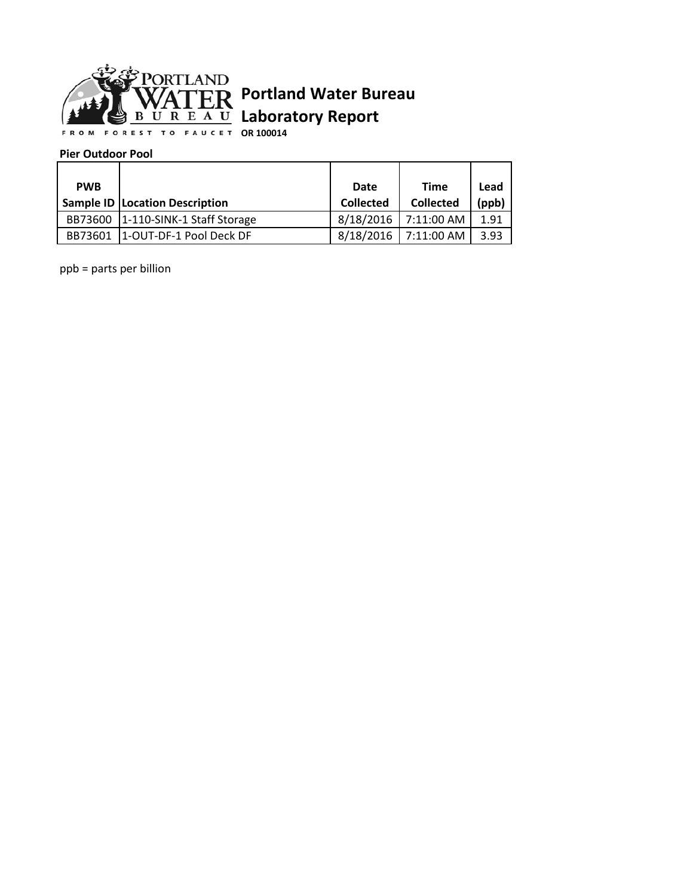# Portland Water Bureau Laboratory Report

**OR 100014**

**Pier Outdoor Pool**

| PWB Sample ID | Location Description | Date Collected | Time Collected | Lead (ppb) |
|---|---|---|---|---|
| BB73600 | 1-110-SINK-1 Staff Storage | 8/18/2016 | 7:11:00 AM | 1.91 |
| BB73601 | 1-OUT-DF-1 Pool Deck DF | 8/18/2016 | 7:11:00 AM | 3.93 |

ppb = parts per billion